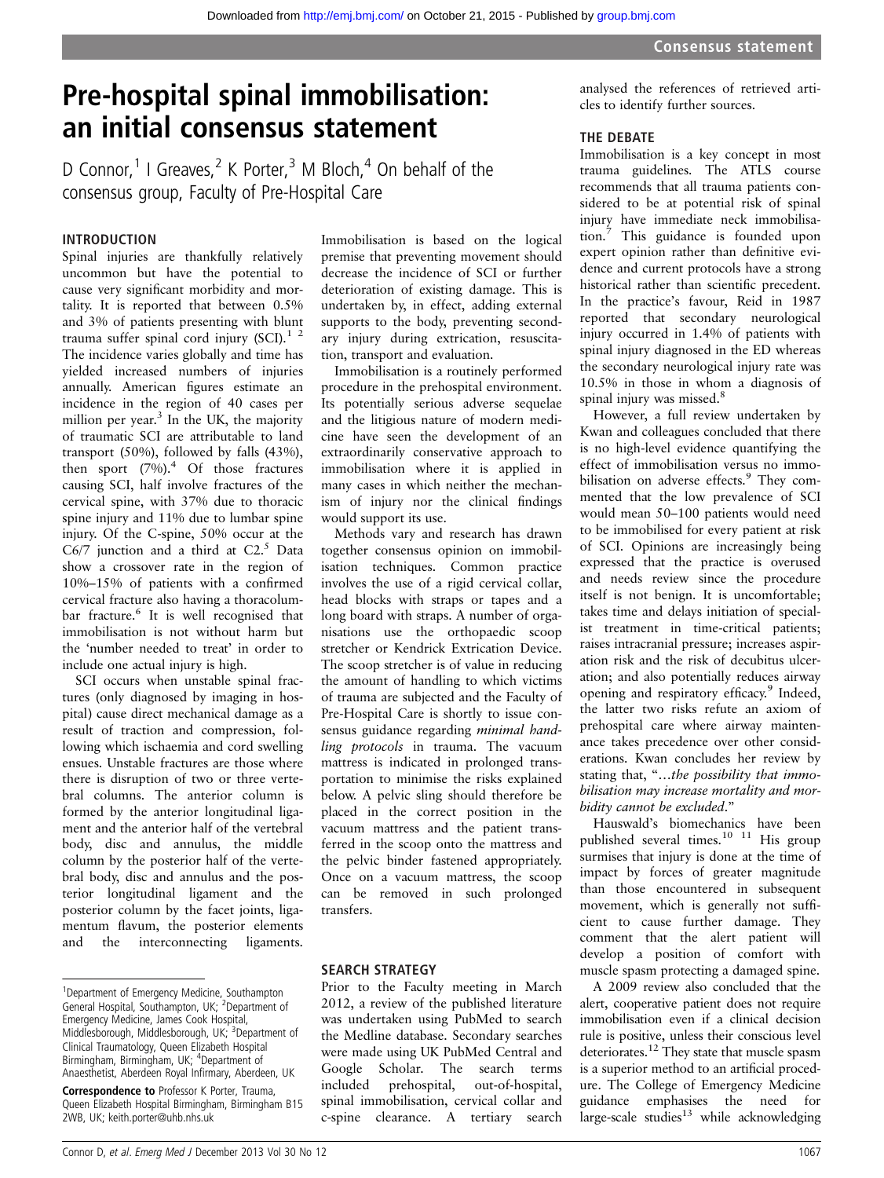# Pre-hospital spinal immobilisation: an initial consensus statement

D Connor,[1] I Greaves,[2] K Porter,[3] M Bloch,[4] On behalf of the consensus group, Faculty of Pre-Hospital Care

## INTRODUCTION

Spinal injuries are thankfully relatively uncommon but have the potential to cause very significant morbidity and mortality. It is reported that between 0.5% and 3% of patients presenting with blunt trauma suffer spinal cord injury (SCI).[1 2] The incidence varies globally and time has yielded increased numbers of injuries annually. American figures estimate an incidence in the region of 40 cases per million per year.[3] In the UK, the majority of traumatic SCI are attributable to land transport (50%), followed by falls (43%), then sport (7%).[4] Of those fractures causing SCI, half involve fractures of the cervical spine, with 37% due to thoracic spine injury and 11% due to lumbar spine injury. Of the C-spine, 50% occur at the C6/7 junction and a third at C2.[5] Data show a crossover rate in the region of 10%–15% of patients with a confirmed cervical fracture also having a thoracolumbar fracture.[6] It is well recognised that immobilisation is not without harm but the 'number needed to treat' in order to include one actual injury is high.

SCI occurs when unstable spinal fractures (only diagnosed by imaging in hospital) cause direct mechanical damage as a result of traction and compression, following which ischaemia and cord swelling ensues. Unstable fractures are those where there is disruption of two or three vertebral columns. The anterior column is formed by the anterior longitudinal ligament and the anterior half of the vertebral body, disc and annulus, the middle column by the posterior half of the vertebral body, disc and annulus and the posterior longitudinal ligament and the posterior column by the facet joints, ligamentum flavum, the posterior elements and the interconnecting ligaments.

Immobilisation is based on the logical premise that preventing movement should decrease the incidence of SCI or further deterioration of existing damage. This is undertaken by, in effect, adding external supports to the body, preventing secondary injury during extrication, resuscitation, transport and evaluation.

Immobilisation is a routinely performed procedure in the prehospital environment. Its potentially serious adverse sequelae and the litigious nature of modern medicine have seen the development of an extraordinarily conservative approach to immobilisation where it is applied in many cases in which neither the mechanism of injury nor the clinical findings would support its use.

Methods vary and research has drawn together consensus opinion on immobilisation techniques. Common practice involves the use of a rigid cervical collar, head blocks with straps or tapes and a long board with straps. A number of organisations use the orthopaedic scoop stretcher or Kendrick Extrication Device. The scoop stretcher is of value in reducing the amount of handling to which victims of trauma are subjected and the Faculty of Pre-Hospital Care is shortly to issue consensus guidance regarding *minimal handling protocols* in trauma. The vacuum mattress is indicated in prolonged transportation to minimise the risks explained below. A pelvic sling should therefore be placed in the correct position in the vacuum mattress and the patient transferred in the scoop onto the mattress and the pelvic binder fastened appropriately. Once on a vacuum mattress, the scoop can be removed in such prolonged transfers.

## SEARCH STRATEGY

Prior to the Faculty meeting in March 2012, a review of the published literature was undertaken using PubMed to search the Medline database. Secondary searches were made using UK PubMed Central and Google Scholar. The search terms included prehospital, out-of-hospital, spinal immobilisation, cervical collar and c-spine clearance. A tertiary search analysed the references of retrieved articles to identify further sources.

## THE DEBATE

Immobilisation is a key concept in most trauma guidelines. The ATLS course recommends that all trauma patients considered to be at potential risk of spinal injury have immediate neck immobilisation.[7] This guidance is founded upon expert opinion rather than definitive evidence and current protocols have a strong historical rather than scientific precedent. In the practice's favour, Reid in 1987 reported that secondary neurological injury occurred in 1.4% of patients with spinal injury diagnosed in the ED whereas the secondary neurological injury rate was 10.5% in those in whom a diagnosis of spinal injury was missed.[8]

However, a full review undertaken by Kwan and colleagues concluded that there is no high-level evidence quantifying the effect of immobilisation versus no immobilisation on adverse effects.[9] They commented that the low prevalence of SCI would mean 50–100 patients would need to be immobilised for every patient at risk of SCI. Opinions are increasingly being expressed that the practice is overused and needs review since the procedure itself is not benign. It is uncomfortable; takes time and delays initiation of specialist treatment in time-critical patients; raises intracranial pressure; increases aspiration risk and the risk of decubitus ulceration; and also potentially reduces airway opening and respiratory efficacy.[9] Indeed, the latter two risks refute an axiom of prehospital care where airway maintenance takes precedence over other considerations. Kwan concludes her review by stating that, "*…the possibility that immobilisation may increase mortality and morbidity cannot be excluded*."

Hauswald's biomechanics have been published several times.[10 11] His group surmises that injury is done at the time of impact by forces of greater magnitude than those encountered in subsequent movement, which is generally not sufficient to cause further damage. They comment that the alert patient will develop a position of comfort with muscle spasm protecting a damaged spine.

A 2009 review also concluded that the alert, cooperative patient does not require immobilisation even if a clinical decision rule is positive, unless their conscious level deteriorates.[12] They state that muscle spasm is a superior method to an artificial procedure. The College of Emergency Medicine guidance emphasises the need for large-scale studies[13] while acknowledging

---

[1]Department of Emergency Medicine, Southampton General Hospital, Southampton, UK; [2]Department of Emergency Medicine, James Cook Hospital, Middlesborough, Middlesborough, UK; [3]Department of Clinical Traumatology, Queen Elizabeth Hospital Birmingham, Birmingham, UK; [4]Department of Anaesthetist, Aberdeen Royal Infirmary, Aberdeen, UK

**Correspondence to** Professor K Porter, Trauma, Queen Elizabeth Hospital Birmingham, Birmingham B15 2WB, UK; keith.porter@uhb.nhs.uk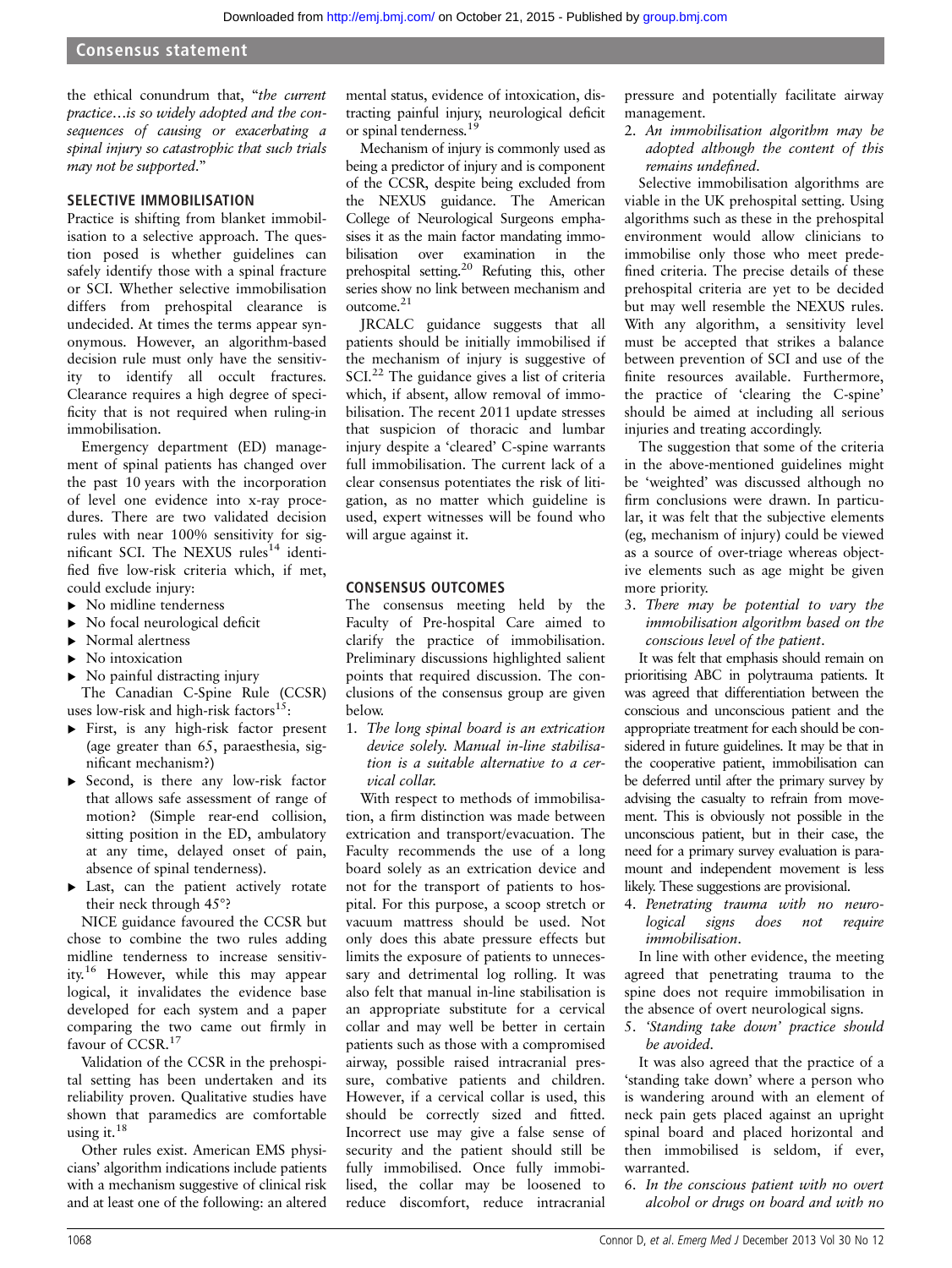the ethical conundrum that, "*the current practice…is so widely adopted and the consequences of causing or exacerbating a spinal injury so catastrophic that such trials may not be supported*."

## SELECTIVE IMMOBILISATION

Practice is shifting from blanket immobilisation to a selective approach. The question posed is whether guidelines can safely identify those with a spinal fracture or SCI. Whether selective immobilisation differs from prehospital clearance is undecided. At times the terms appear synonymous. However, an algorithm-based decision rule must only have the sensitivity to identify all occult fractures. Clearance requires a high degree of specificity that is not required when ruling-in immobilisation.

Emergency department (ED) management of spinal patients has changed over the past 10 years with the incorporation of level one evidence into x-ray procedures. There are two validated decision rules with near 100% sensitivity for significant SCI. The NEXUS rules[14] identified five low-risk criteria which, if met, could exclude injury:

- No midline tenderness
- No focal neurological deficit
- Normal alertness
- No intoxication
- No painful distracting injury

The Canadian C-Spine Rule (CCSR) uses low-risk and high-risk factors[15]:

- First, is any high-risk factor present (age greater than 65, paraesthesia, significant mechanism?)
- Second, is there any low-risk factor that allows safe assessment of range of motion? (Simple rear-end collision, sitting position in the ED, ambulatory at any time, delayed onset of pain, absence of spinal tenderness).
- Last, can the patient actively rotate their neck through 45°?

NICE guidance favoured the CCSR but chose to combine the two rules adding midline tenderness to increase sensitivity.[16] However, while this may appear logical, it invalidates the evidence base developed for each system and a paper comparing the two came out firmly in favour of CCSR.[17]

Validation of the CCSR in the prehospital setting has been undertaken and its reliability proven. Qualitative studies have shown that paramedics are comfortable using it.[18]

Other rules exist. American EMS physicians' algorithm indications include patients with a mechanism suggestive of clinical risk and at least one of the following: an altered mental status, evidence of intoxication, distracting painful injury, neurological deficit or spinal tenderness.[19]

Mechanism of injury is commonly used as being a predictor of injury and is component of the CCSR, despite being excluded from the NEXUS guidance. The American College of Neurological Surgeons emphasises it as the main factor mandating immobilisation over examination in the prehospital setting.[20] Refuting this, other series show no link between mechanism and outcome.[21]

JRCALC guidance suggests that all patients should be initially immobilised if the mechanism of injury is suggestive of SCI.[22] The guidance gives a list of criteria which, if absent, allow removal of immobilisation. The recent 2011 update stresses that suspicion of thoracic and lumbar injury despite a 'cleared' C-spine warrants full immobilisation. The current lack of a clear consensus potentiates the risk of litigation, as no matter which guideline is used, expert witnesses will be found who will argue against it.

## CONSENSUS OUTCOMES

The consensus meeting held by the Faculty of Pre-hospital Care aimed to clarify the practice of immobilisation. Preliminary discussions highlighted salient points that required discussion. The conclusions of the consensus group are given below.

1. *The long spinal board is an extrication device solely. Manual in-line stabilisation is a suitable alternative to a cervical collar.*

With respect to methods of immobilisation, a firm distinction was made between extrication and transport/evacuation. The Faculty recommends the use of a long board solely as an extrication device and not for the transport of patients to hospital. For this purpose, a scoop stretch or vacuum mattress should be used. Not only does this abate pressure effects but limits the exposure of patients to unnecessary and detrimental log rolling. It was also felt that manual in-line stabilisation is an appropriate substitute for a cervical collar and may well be better in certain patients such as those with a compromised airway, possible raised intracranial pressure, combative patients and children. However, if a cervical collar is used, this should be correctly sized and fitted. Incorrect use may give a false sense of security and the patient should still be fully immobilised. Once fully immobilised, the collar may be loosened to reduce discomfort, reduce intracranial pressure and potentially facilitate airway management.

2. *An immobilisation algorithm may be adopted although the content of this remains undefined.*

Selective immobilisation algorithms are viable in the UK prehospital setting. Using algorithms such as these in the prehospital environment would allow clinicians to immobilise only those who meet predefined criteria. The precise details of these prehospital criteria are yet to be decided but may well resemble the NEXUS rules. With any algorithm, a sensitivity level must be accepted that strikes a balance between prevention of SCI and use of the finite resources available. Furthermore, the practice of 'clearing the C-spine' should be aimed at including all serious injuries and treating accordingly.

The suggestion that some of the criteria in the above-mentioned guidelines might be 'weighted' was discussed although no firm conclusions were drawn. In particular, it was felt that the subjective elements (eg, mechanism of injury) could be viewed as a source of over-triage whereas objective elements such as age might be given more priority.

3. *There may be potential to vary the immobilisation algorithm based on the conscious level of the patient.*

It was felt that emphasis should remain on prioritising ABC in polytrauma patients. It was agreed that differentiation between the conscious and unconscious patient and the appropriate treatment for each should be considered in future guidelines. It may be that in the cooperative patient, immobilisation can be deferred until after the primary survey by advising the casualty to refrain from movement. This is obviously not possible in the unconscious patient, but in their case, the need for a primary survey evaluation is paramount and independent movement is less likely. These suggestions are provisional.

4. *Penetrating trauma with no neurological signs does not require immobilisation.*

In line with other evidence, the meeting agreed that penetrating trauma to the spine does not require immobilisation in the absence of overt neurological signs.

5. *'Standing take down' practice should be avoided.*

It was also agreed that the practice of a 'standing take down' where a person who is wandering around with an element of neck pain gets placed against an upright spinal board and placed horizontal and then immobilised is seldom, if ever, warranted.

6. *In the conscious patient with no overt alcohol or drugs on board and with no*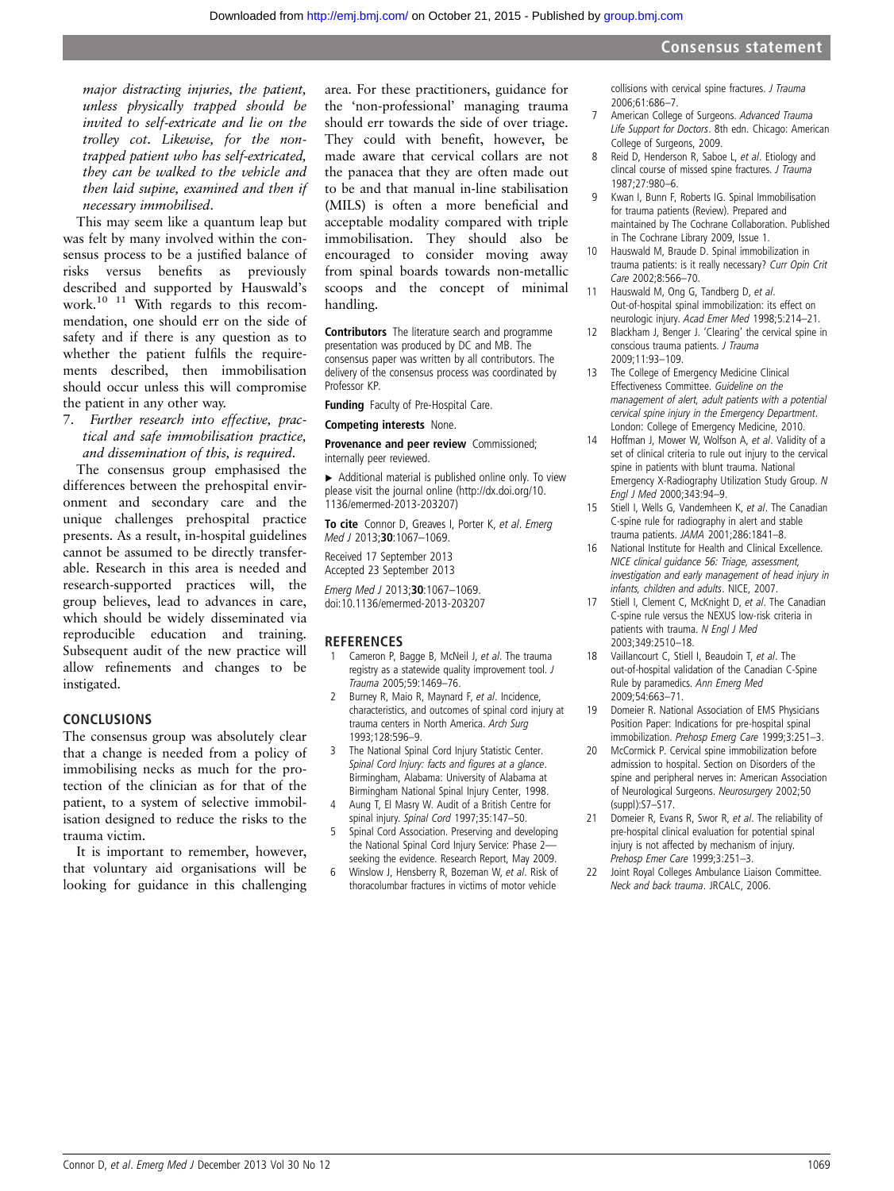*major distracting injuries, the patient, unless physically trapped should be invited to self-extricate and lie on the trolley cot. Likewise, for the non-trapped patient who has self-extricated, they can be walked to the vehicle and then laid supine, examined and then if necessary immobilised.*

This may seem like a quantum leap but was felt by many involved within the consensus process to be a justified balance of risks versus benefits as previously described and supported by Hauswald's work.[10 11] With regards to this recommendation, one should err on the side of safety and if there is any question as to whether the patient fulfils the requirements described, then immobilisation should occur unless this will compromise the patient in any other way.

7. *Further research into effective, practical and safe immobilisation practice, and dissemination of this, is required.*

The consensus group emphasised the differences between the prehospital environment and secondary care and the unique challenges prehospital practice presents. As a result, in-hospital guidelines cannot be assumed to be directly transferable. Research in this area is needed and research-supported practices will, the group believes, lead to advances in care, which should be widely disseminated via reproducible education and training. Subsequent audit of the new practice will allow refinements and changes to be instigated.

## CONCLUSIONS

The consensus group was absolutely clear that a change is needed from a policy of immobilising necks as much for the protection of the clinician as for that of the patient, to a system of selective immobilisation designed to reduce the risks to the trauma victim.

It is important to remember, however, that voluntary aid organisations will be looking for guidance in this challenging area. For these practitioners, guidance for the 'non-professional' managing trauma should err towards the side of over triage. They could with benefit, however, be made aware that cervical collars are not the panacea that they are often made out to be and that manual in-line stabilisation (MILS) is often a more beneficial and acceptable modality compared with triple immobilisation. They should also be encouraged to consider moving away from spinal boards towards non-metallic scoops and the concept of minimal handling.

**Contributors** The literature search and programme presentation was produced by DC and MB. The consensus paper was written by all contributors. The delivery of the consensus process was coordinated by Professor KP.

**Funding** Faculty of Pre-Hospital Care.

**Competing interests** None.

**Provenance and peer review** Commissioned; internally peer reviewed.

► Additional material is published online only. To view please visit the journal online (http://dx.doi.org/10.1136/emermed-2013-203207)

**To cite** Connor D, Greaves I, Porter K, *et al*. *Emerg Med J* 2013;**30**:1067–1069.

Received 17 September 2013
Accepted 23 September 2013

*Emerg Med J* 2013;**30**:1067–1069.
doi:10.1136/emermed-2013-203207

## REFERENCES

1. Cameron P, Bagge B, McNeil J, *et al*. The trauma registry as a statewide quality improvement tool. *J Trauma* 2005;59:1469–76.
2. Burney R, Maio R, Maynard F, *et al*. Incidence, characteristics, and outcomes of spinal cord injury at trauma centers in North America. *Arch Surg* 1993;128:596–9.
3. The National Spinal Cord Injury Statistic Center. *Spinal Cord Injury: facts and figures at a glance*. Birmingham, Alabama: University of Alabama at Birmingham National Spinal Injury Center, 1998.
4. Aung T, El Masry W. Audit of a British Centre for spinal injury. *Spinal Cord* 1997;35:147–50.
5. Spinal Cord Association. Preserving and developing the National Spinal Cord Injury Service: Phase 2—seeking the evidence. Research Report, May 2009.
6. Winslow J, Hensberry R, Bozeman W, *et al*. Risk of thoracolumbar fractures in victims of motor vehicle collisions with cervical spine fractures. *J Trauma* 2006;61:686–7.
7. American College of Surgeons. *Advanced Trauma Life Support for Doctors*. 8th edn. Chicago: American College of Surgeons, 2009.
8. Reid D, Henderson R, Saboe L, *et al*. Etiology and clincal course of missed spine fractures. *J Trauma* 1987;27:980–6.
9. Kwan I, Bunn F, Roberts IG. Spinal Immobilisation for trauma patients (Review). Prepared and maintained by The Cochrane Collaboration. Published in The Cochrane Library 2009, Issue 1.
10. Hauswald M, Braude D. Spinal immobilization in trauma patients: is it really necessary? *Curr Opin Crit Care* 2002;8:566–70.
11. Hauswald M, Ong G, Tandberg D, *et al*. Out-of-hospital spinal immobilization: its effect on neurologic injury. *Acad Emer Med* 1998;5:214–21.
12. Blackham J, Benger J. 'Clearing' the cervical spine in conscious trauma patients. *J Trauma* 2009;11:93–109.
13. The College of Emergency Medicine Clinical Effectiveness Committee. *Guideline on the management of alert, adult patients with a potential cervical spine injury in the Emergency Department*. London: College of Emergency Medicine, 2010.
14. Hoffman J, Mower W, Wolfson A, *et al*. Validity of a set of clinical criteria to rule out injury to the cervical spine in patients with blunt trauma. National Emergency X-Radiography Utilization Study Group. *N Engl J Med* 2000;343:94–9.
15. Stiell I, Wells G, Vandemheen K, *et al*. The Canadian C-spine rule for radiography in alert and stable trauma patients. *JAMA* 2001;286:1841–8.
16. National Institute for Health and Clinical Excellence. *NICE clinical guidance 56: Triage, assessment, investigation and early management of head injury in infants, children and adults*. NICE, 2007.
17. Stiell I, Clement C, McKnight D, *et al*. The Canadian C-spine rule versus the NEXUS low-risk criteria in patients with trauma. *N Engl J Med* 2003;349:2510–18.
18. Vaillancourt C, Stiell I, Beaudoin T, *et al*. The out-of-hospital validation of the Canadian C-Spine Rule by paramedics. *Ann Emerg Med* 2009;54:663–71.
19. Domeier R. National Association of EMS Physicians Position Paper: Indications for pre-hospital spinal immobilization. *Prehosp Emerg Care* 1999;3:251–3.
20. McCormick P. Cervical spine immobilization before admission to hospital. Section on Disorders of the spine and peripheral nerves in: American Association of Neurological Surgeons. *Neurosurgery* 2002;50 (suppl):S7–S17.
21. Domeier R, Evans R, Swor R, *et al*. The reliability of pre-hospital clinical evaluation for potential spinal injury is not affected by mechanism of injury. *Prehosp Emer Care* 1999;3:251–3.
22. Joint Royal Colleges Ambulance Liaison Committee. *Neck and back trauma*. JRCALC, 2006.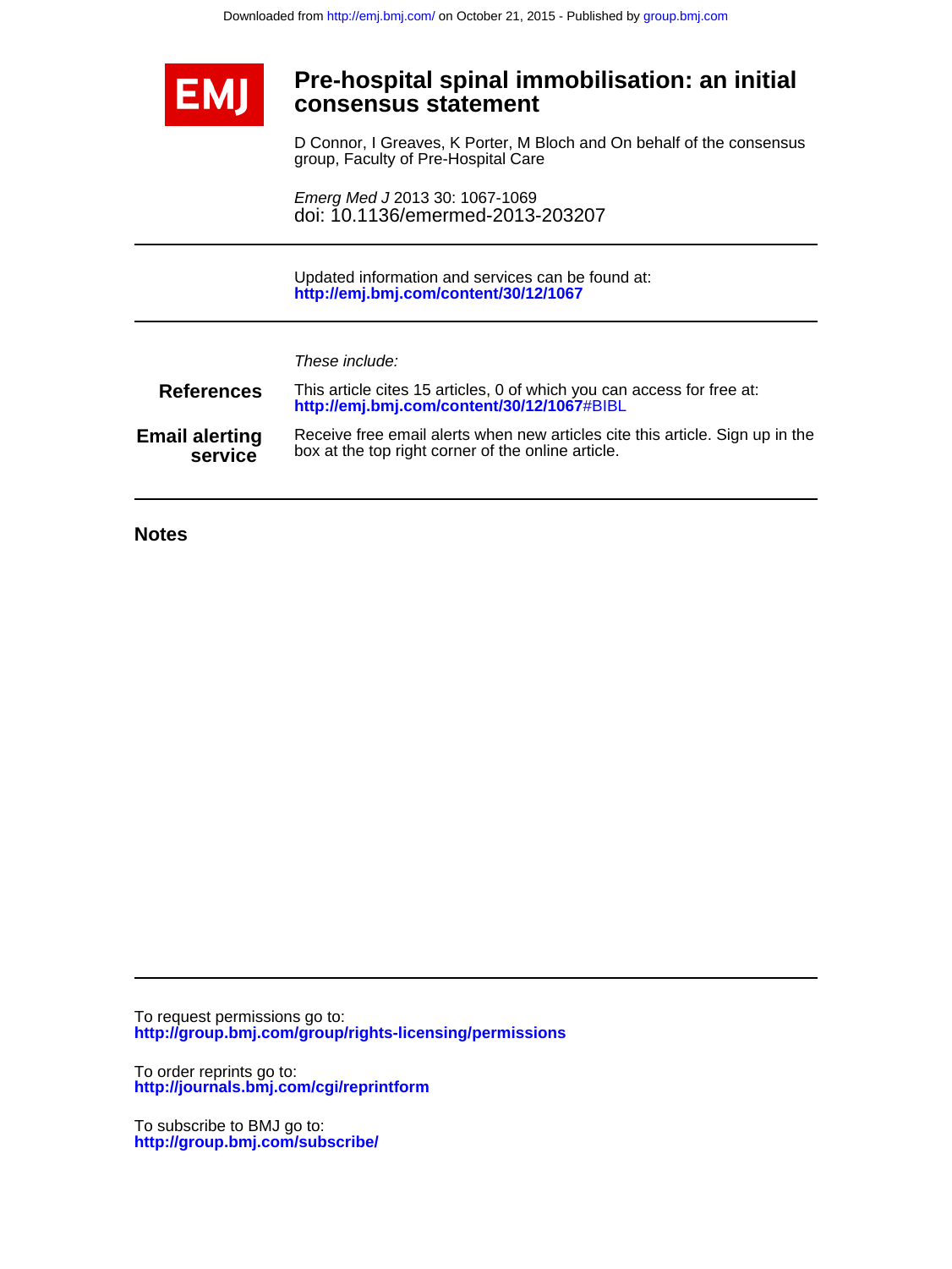Downloaded from http://emj.bmj.com/ on October 21, 2015 - Published by group.bmj.com

# Pre-hospital spinal immobilisation: an initial consensus statement

D Connor, I Greaves, K Porter, M Bloch and On behalf of the consensus group, Faculty of Pre-Hospital Care

*Emerg Med J* 2013 30: 1067-1069
doi: 10.1136/emermed-2013-203207

Updated information and services can be found at:
**http://emj.bmj.com/content/30/12/1067**

*These include:*

**References**
This article cites 15 articles, 0 of which you can access for free at:
**http://emj.bmj.com/content/30/12/1067**#BIBL

**Email alerting service**
Receive free email alerts when new articles cite this article. Sign up in the box at the top right corner of the online article.

## Notes

To request permissions go to:
**http://group.bmj.com/group/rights-licensing/permissions**

To order reprints go to:
**http://journals.bmj.com/cgi/reprintform**

To subscribe to BMJ go to:
**http://group.bmj.com/subscribe/**